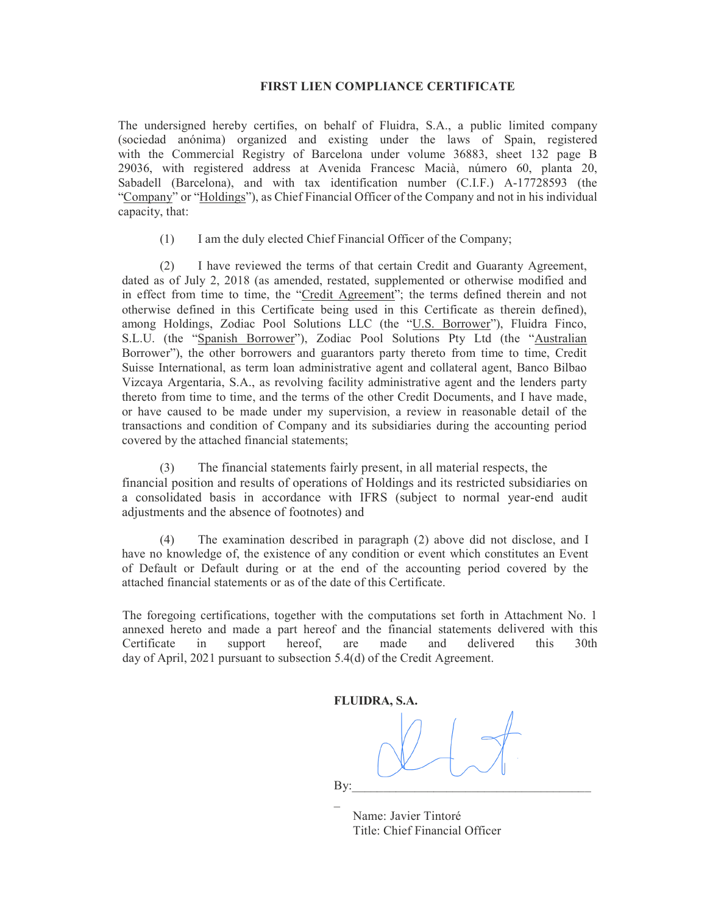**FIRST LIEN COMPLIANCE CERTIFICATE**

The undersigned hereby certifies, on behalf of Fluidra, S.A., a public limited company (sociedad anónima) organized and existing under the laws of Spain, registered with the Commercial Registry of Barcelona under volume 36883, sheet 132 page B 29036, with registered address at Avenida Francesc Macià, número 60, planta 20, Sabadell (Barcelona), and with tax identification number (C.I.F.) A-17728593 (the "Company" or "Holdings"), as Chief Financial Officer of the Company and not in his individual capacity, that:

(1) I am the duly elected Chief Financial Officer of the Company;

(2) I have reviewed the terms of that certain Credit and Guaranty Agreement, dated as of July 2, 2018 (as amended, restated, supplemented or otherwise modified and in effect from time to time, the "Credit Agreement"; the terms defined therein and not otherwise defined in this Certificate being used in this Certificate as therein defined), among Holdings, Zodiac Pool Solutions LLC (the "U.S. Borrower"), Fluidra Finco, S.L.U. (the "Spanish Borrower"), Zodiac Pool Solutions Pty Ltd (the "Australian Borrower"), the other borrowers and guarantors party thereto from time to time, Credit Suisse International, as term loan administrative agent and collateral agent, Banco Bilbao Vizcaya Argentaria, S.A., as revolving facility administrative agent and the lenders party thereto from time to time, and the terms of the other Credit Documents, and I have made, or have caused to be made under my supervision, a review in reasonable detail of the transactions and condition of Company and its subsidiaries during the accounting period covered by the attached financial statements;

(3) The financial statements fairly present, in all material respects, the financial position and results of operations of Holdings and its restricted subsidiaries on a consolidated basis in accordance with IFRS (subject to normal year-end audit adjustments and the absence of footnotes) and

(4) The examination described in paragraph (2) above did not disclose, and I have no knowledge of, the existence of any condition or event which constitutes an Event of Default or Default during or at the end of the accounting period covered by the attached financial statements or as of the date of this Certificate.

The foregoing certifications, together with the computations set forth in Attachment No. 1 annexed hereto and made a part hereof and the financial statements delivered with this Certificate in support hereof, are made and delivered this 30th day of April, 2021 pursuant to subsection 5.4(d) of the Credit Agreement.

**FLUIDRA, S.A.**

By:\_\_\_\_\_\_\_\_\_\_\_\_\_\_\_\_\_\_\_\_\_\_\_\_\_\_\_\_\_\_\_\_\_\_\_\_\_

Name: Javier Tintoré
Title: Chief Financial Officer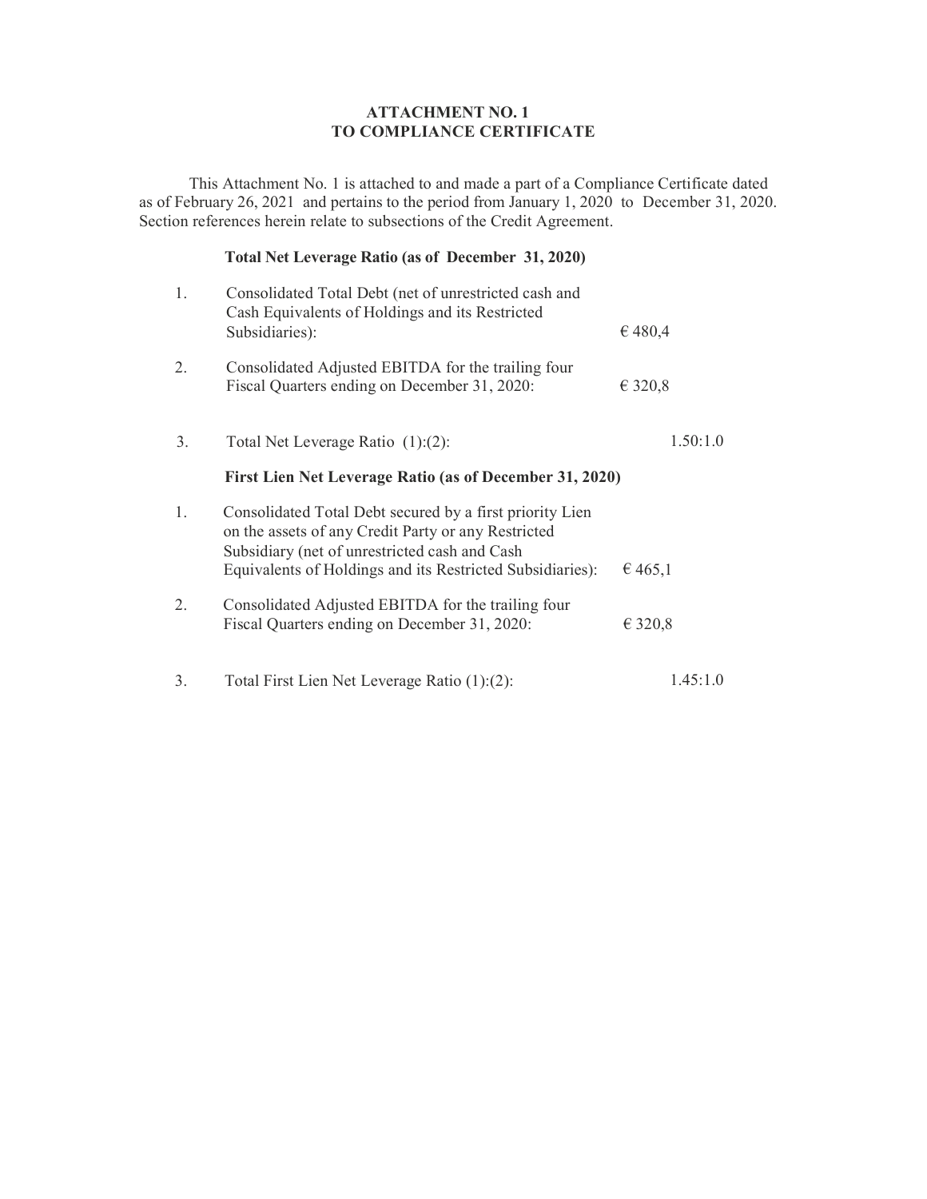**ATTACHMENT NO. 1**
**TO COMPLIANCE CERTIFICATE**

This Attachment No. 1 is attached to and made a part of a Compliance Certificate dated as of February 26, 2021 and pertains to the period from January 1, 2020 to December 31, 2020. Section references herein relate to subsections of the Credit Agreement.

**Total Net Leverage Ratio (as of December 31, 2020)**

| | | | |
|---|---|---|---|
| 1. | Consolidated Total Debt (net of unrestricted cash and Cash Equivalents of Holdings and its Restricted Subsidiaries): | € 480,4 | |
| 2. | Consolidated Adjusted EBITDA for the trailing four Fiscal Quarters ending on December 31, 2020: | € 320,8 | |
| 3. | Total Net Leverage Ratio (1):(2): | | 1.50:1.0 |

**First Lien Net Leverage Ratio (as of December 31, 2020)**

| | | | |
|---|---|---|---|
| 1. | Consolidated Total Debt secured by a first priority Lien on the assets of any Credit Party or any Restricted Subsidiary (net of unrestricted cash and Cash Equivalents of Holdings and its Restricted Subsidiaries): | € 465,1 | |
| 2. | Consolidated Adjusted EBITDA for the trailing four Fiscal Quarters ending on December 31, 2020: | € 320,8 | |
| 3. | Total First Lien Net Leverage Ratio (1):(2): | | 1.45:1.0 |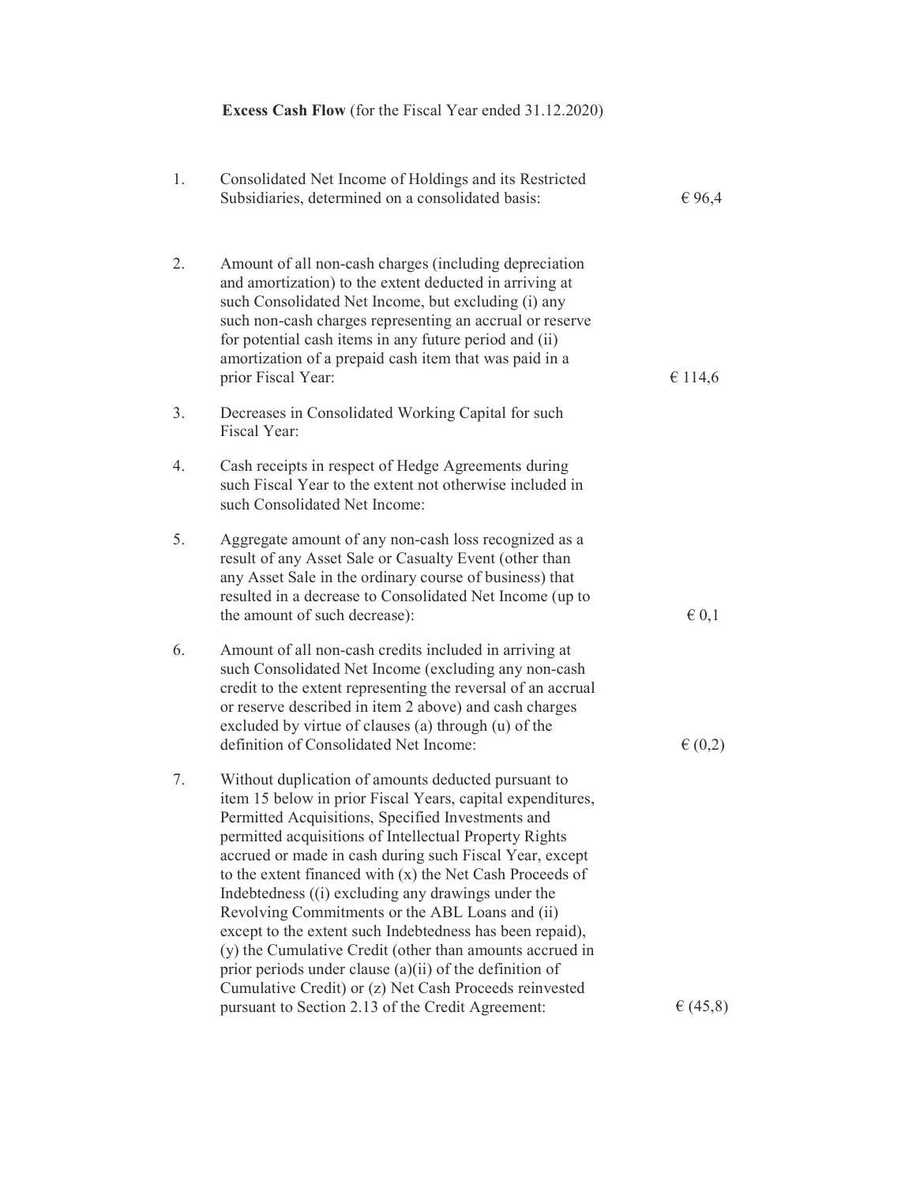**Excess Cash Flow** (for the Fiscal Year ended 31.12.2020)

| | | |
|---|---|---|
| 1. | Consolidated Net Income of Holdings and its Restricted Subsidiaries, determined on a consolidated basis: | € 96,4 |
| 2. | Amount of all non-cash charges (including depreciation and amortization) to the extent deducted in arriving at such Consolidated Net Income, but excluding (i) any such non-cash charges representing an accrual or reserve for potential cash items in any future period and (ii) amortization of a prepaid cash item that was paid in a prior Fiscal Year: | € 114,6 |
| 3. | Decreases in Consolidated Working Capital for such Fiscal Year: | |
| 4. | Cash receipts in respect of Hedge Agreements during such Fiscal Year to the extent not otherwise included in such Consolidated Net Income: | |
| 5. | Aggregate amount of any non-cash loss recognized as a result of any Asset Sale or Casualty Event (other than any Asset Sale in the ordinary course of business) that resulted in a decrease to Consolidated Net Income (up to the amount of such decrease): | € 0,1 |
| 6. | Amount of all non-cash credits included in arriving at such Consolidated Net Income (excluding any non-cash credit to the extent representing the reversal of an accrual or reserve described in item 2 above) and cash charges excluded by virtue of clauses (a) through (u) of the definition of Consolidated Net Income: | € (0,2) |
| 7. | Without duplication of amounts deducted pursuant to item 15 below in prior Fiscal Years, capital expenditures, Permitted Acquisitions, Specified Investments and permitted acquisitions of Intellectual Property Rights accrued or made in cash during such Fiscal Year, except to the extent financed with (x) the Net Cash Proceeds of Indebtedness ((i) excluding any drawings under the Revolving Commitments or the ABL Loans and (ii) except to the extent such Indebtedness has been repaid), (y) the Cumulative Credit (other than amounts accrued in prior periods under clause (a)(ii) of the definition of Cumulative Credit) or (z) Net Cash Proceeds reinvested pursuant to Section 2.13 of the Credit Agreement: | € (45,8) |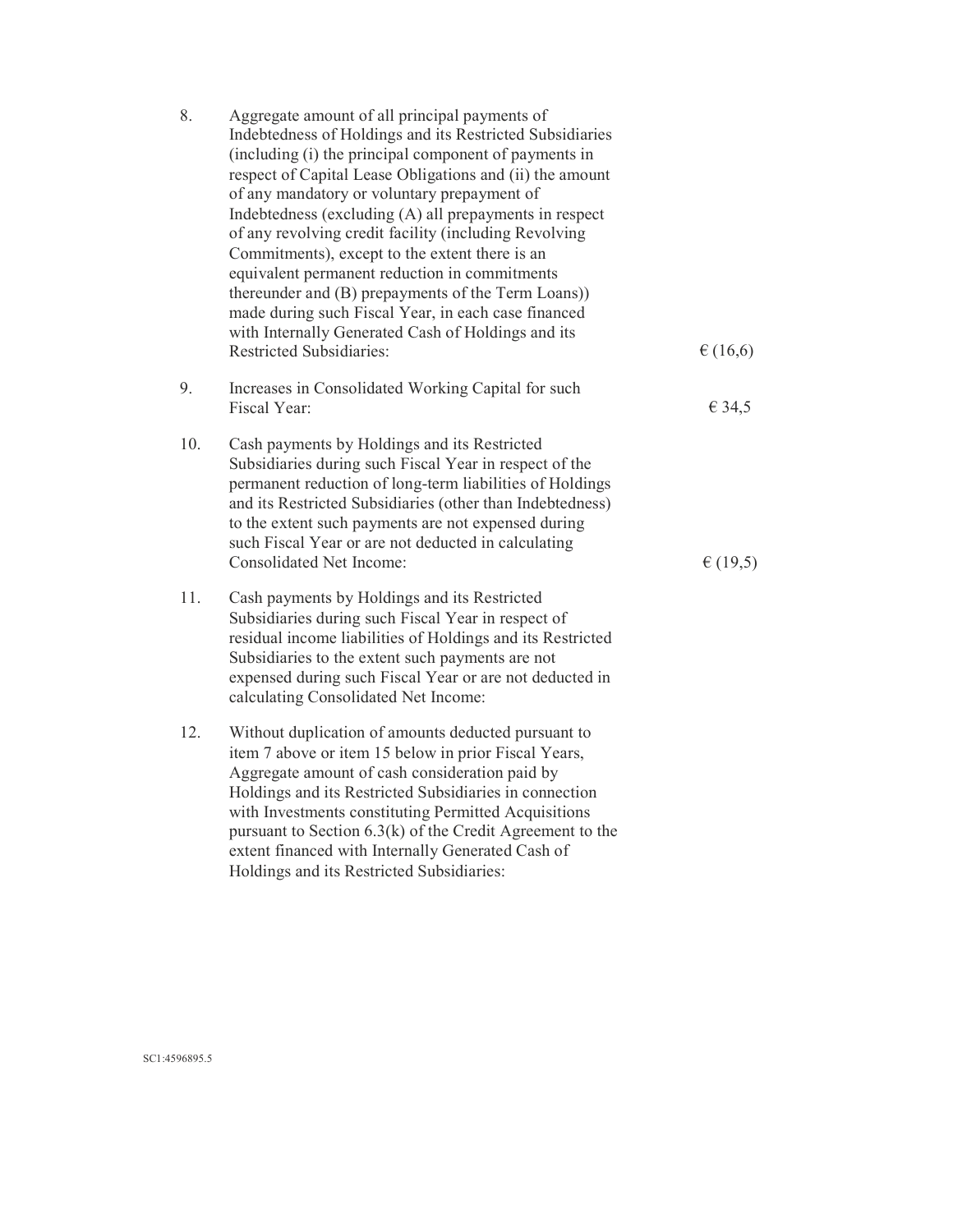| | | |
|---|---|---|
| 8. | Aggregate amount of all principal payments of Indebtedness of Holdings and its Restricted Subsidiaries (including (i) the principal component of payments in respect of Capital Lease Obligations and (ii) the amount of any mandatory or voluntary prepayment of Indebtedness (excluding (A) all prepayments in respect of any revolving credit facility (including Revolving Commitments), except to the extent there is an equivalent permanent reduction in commitments thereunder and (B) prepayments of the Term Loans)) made during such Fiscal Year, in each case financed with Internally Generated Cash of Holdings and its Restricted Subsidiaries: | € (16,6) |
| 9. | Increases in Consolidated Working Capital for such Fiscal Year: | € 34,5 |
| 10. | Cash payments by Holdings and its Restricted Subsidiaries during such Fiscal Year in respect of the permanent reduction of long-term liabilities of Holdings and its Restricted Subsidiaries (other than Indebtedness) to the extent such payments are not expensed during such Fiscal Year or are not deducted in calculating Consolidated Net Income: | € (19,5) |
| 11. | Cash payments by Holdings and its Restricted Subsidiaries during such Fiscal Year in respect of residual income liabilities of Holdings and its Restricted Subsidiaries to the extent such payments are not expensed during such Fiscal Year or are not deducted in calculating Consolidated Net Income: | |
| 12. | Without duplication of amounts deducted pursuant to item 7 above or item 15 below in prior Fiscal Years, Aggregate amount of cash consideration paid by Holdings and its Restricted Subsidiaries in connection with Investments constituting Permitted Acquisitions pursuant to Section 6.3(k) of the Credit Agreement to the extent financed with Internally Generated Cash of Holdings and its Restricted Subsidiaries: | |

SC1:4596895.5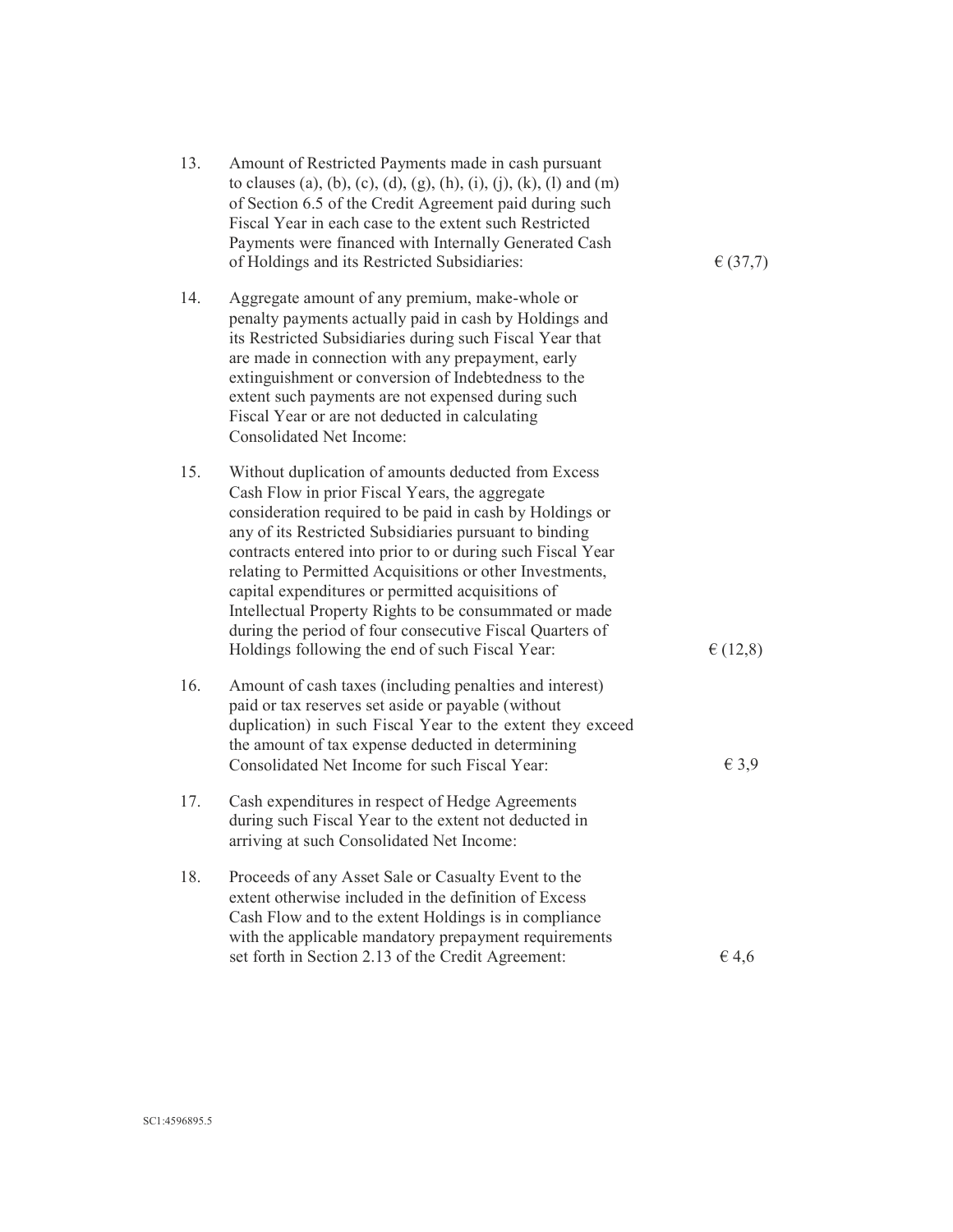| | | |
|---|---|---|
| 13. | Amount of Restricted Payments made in cash pursuant to clauses (a), (b), (c), (d), (g), (h), (i), (j), (k), (l) and (m) of Section 6.5 of the Credit Agreement paid during such Fiscal Year in each case to the extent such Restricted Payments were financed with Internally Generated Cash of Holdings and its Restricted Subsidiaries: | € (37,7) |
| 14. | Aggregate amount of any premium, make-whole or penalty payments actually paid in cash by Holdings and its Restricted Subsidiaries during such Fiscal Year that are made in connection with any prepayment, early extinguishment or conversion of Indebtedness to the extent such payments are not expensed during such Fiscal Year or are not deducted in calculating Consolidated Net Income: | |
| 15. | Without duplication of amounts deducted from Excess Cash Flow in prior Fiscal Years, the aggregate consideration required to be paid in cash by Holdings or any of its Restricted Subsidiaries pursuant to binding contracts entered into prior to or during such Fiscal Year relating to Permitted Acquisitions or other Investments, capital expenditures or permitted acquisitions of Intellectual Property Rights to be consummated or made during the period of four consecutive Fiscal Quarters of Holdings following the end of such Fiscal Year: | € (12,8) |
| 16. | Amount of cash taxes (including penalties and interest) paid or tax reserves set aside or payable (without duplication) in such Fiscal Year to the extent they exceed the amount of tax expense deducted in determining Consolidated Net Income for such Fiscal Year: | € 3,9 |
| 17. | Cash expenditures in respect of Hedge Agreements during such Fiscal Year to the extent not deducted in arriving at such Consolidated Net Income: | |
| 18. | Proceeds of any Asset Sale or Casualty Event to the extent otherwise included in the definition of Excess Cash Flow and to the extent Holdings is in compliance with the applicable mandatory prepayment requirements set forth in Section 2.13 of the Credit Agreement: | € 4,6 |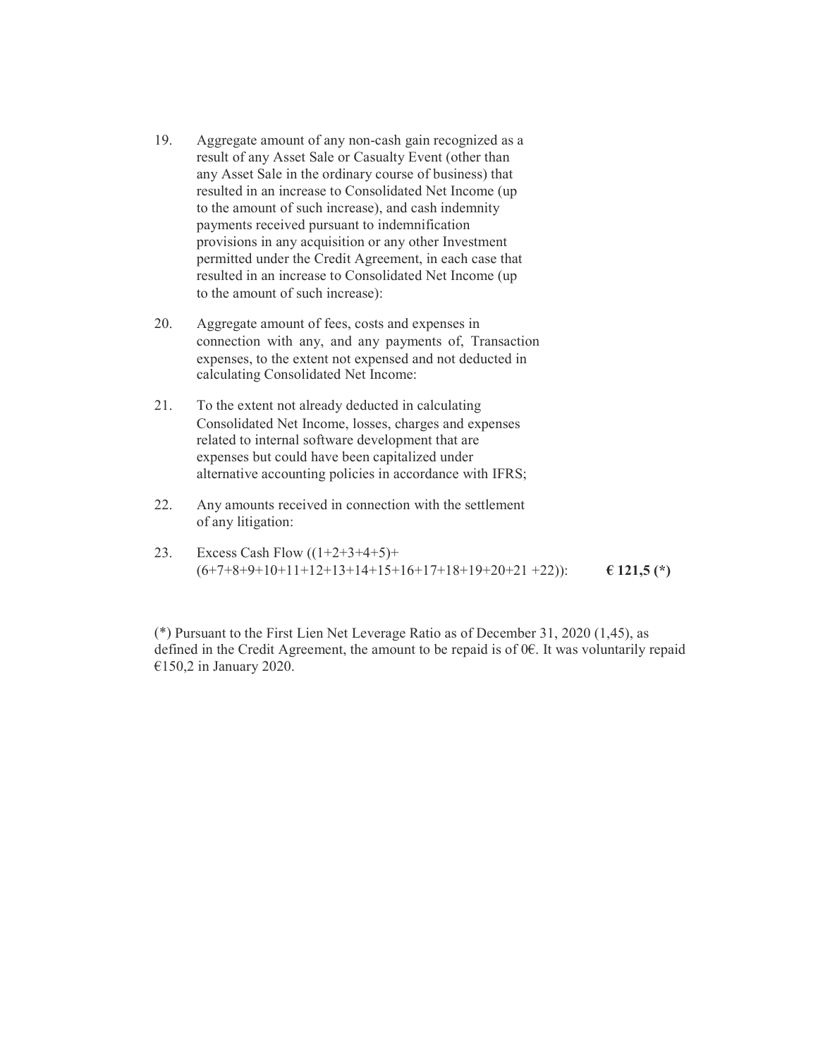19. Aggregate amount of any non-cash gain recognized as a result of any Asset Sale or Casualty Event (other than any Asset Sale in the ordinary course of business) that resulted in an increase to Consolidated Net Income (up to the amount of such increase), and cash indemnity payments received pursuant to indemnification provisions in any acquisition or any other Investment permitted under the Credit Agreement, in each case that resulted in an increase to Consolidated Net Income (up to the amount of such increase):

20. Aggregate amount of fees, costs and expenses in connection with any, and any payments of, Transaction expenses, to the extent not expensed and not deducted in calculating Consolidated Net Income:

21. To the extent not already deducted in calculating Consolidated Net Income, losses, charges and expenses related to internal software development that are expenses but could have been capitalized under alternative accounting policies in accordance with IFRS;

22. Any amounts received in connection with the settlement of any litigation:

23. Excess Cash Flow ((1+2+3+4+5)+(6+7+8+9+10+11+12+13+14+15+16+17+18+19+20+21 +22)): **€ 121,5 (*)**

(*) Pursuant to the First Lien Net Leverage Ratio as of December 31, 2020 (1,45), as defined in the Credit Agreement, the amount to be repaid is of 0€. It was voluntarily repaid €150,2 in January 2020.